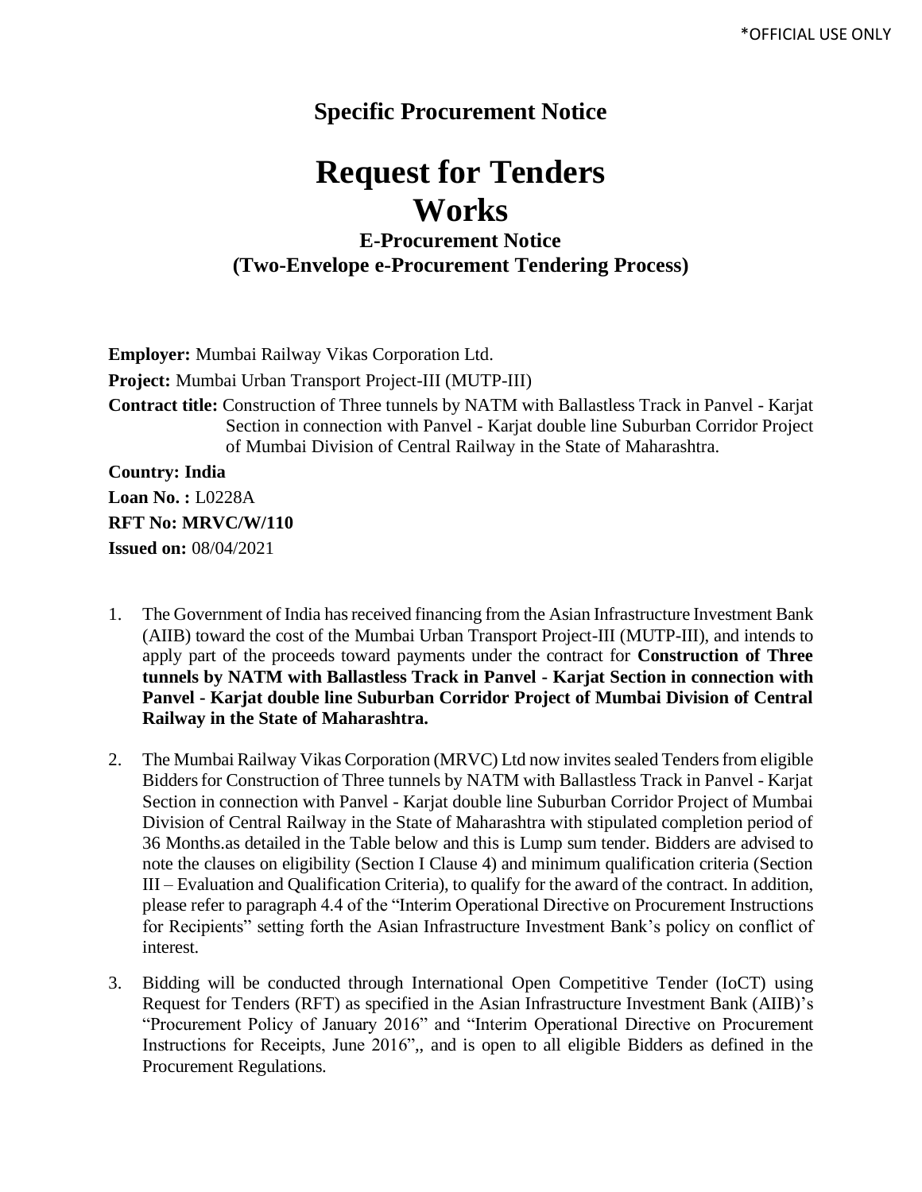*OFFICIAL USE ONLY

## Specific Procurement Notice

# Request for Tenders
# Works

### E-Procurement Notice
### (Two-Envelope e-Procurement Tendering Process)

**Employer:** Mumbai Railway Vikas Corporation Ltd.

**Project:** Mumbai Urban Transport Project-III (MUTP-III)

**Contract title:** Construction of Three tunnels by NATM with Ballastless Track in Panvel - Karjat Section in connection with Panvel - Karjat double line Suburban Corridor Project of Mumbai Division of Central Railway in the State of Maharashtra.

**Country: India**

**Loan No. :** L0228A

**RFT No: MRVC/W/110**

**Issued on:** 08/04/2021

1. The Government of India has received financing from the Asian Infrastructure Investment Bank (AIIB) toward the cost of the Mumbai Urban Transport Project-III (MUTP-III), and intends to apply part of the proceeds toward payments under the contract for **Construction of Three tunnels by NATM with Ballastless Track in Panvel - Karjat Section in connection with Panvel - Karjat double line Suburban Corridor Project of Mumbai Division of Central Railway in the State of Maharashtra.**

2. The Mumbai Railway Vikas Corporation (MRVC) Ltd now invites sealed Tenders from eligible Bidders for Construction of Three tunnels by NATM with Ballastless Track in Panvel - Karjat Section in connection with Panvel - Karjat double line Suburban Corridor Project of Mumbai Division of Central Railway in the State of Maharashtra with stipulated completion period of 36 Months.as detailed in the Table below and this is Lump sum tender. Bidders are advised to note the clauses on eligibility (Section I Clause 4) and minimum qualification criteria (Section III – Evaluation and Qualification Criteria), to qualify for the award of the contract. In addition, please refer to paragraph 4.4 of the "Interim Operational Directive on Procurement Instructions for Recipients" setting forth the Asian Infrastructure Investment Bank's policy on conflict of interest.

3. Bidding will be conducted through International Open Competitive Tender (IoCT) using Request for Tenders (RFT) as specified in the Asian Infrastructure Investment Bank (AIIB)'s "Procurement Policy of January 2016" and "Interim Operational Directive on Procurement Instructions for Receipts, June 2016",, and is open to all eligible Bidders as defined in the Procurement Regulations.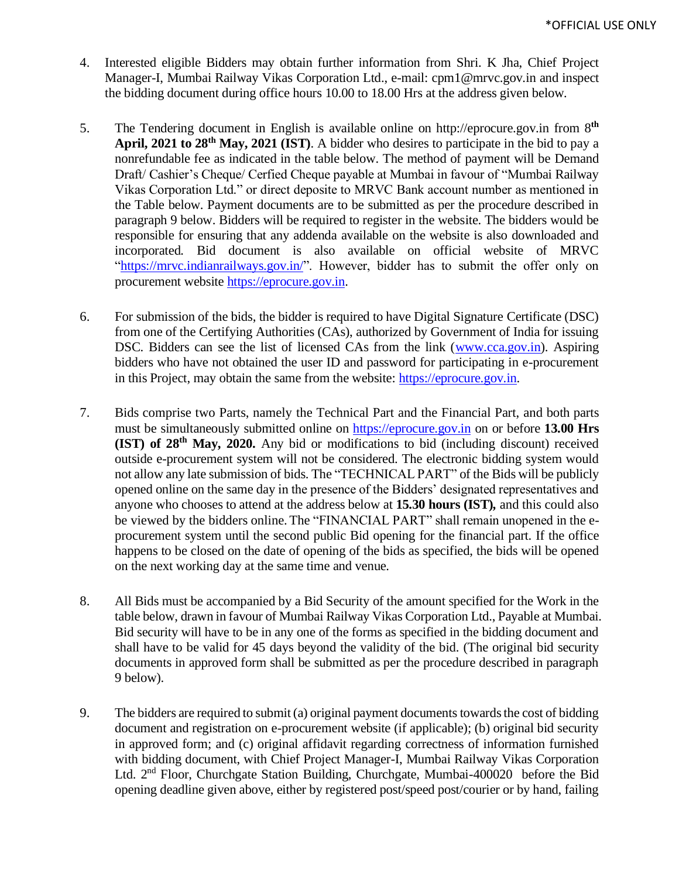4. Interested eligible Bidders may obtain further information from Shri. K Jha, Chief Project Manager-I, Mumbai Railway Vikas Corporation Ltd., e-mail: cpm1@mrvc.gov.in and inspect the bidding document during office hours 10.00 to 18.00 Hrs at the address given below.

5. The Tendering document in English is available online on http://eprocure.gov.in from **8th April, 2021 to 28th May, 2021 (IST)**. A bidder who desires to participate in the bid to pay a nonrefundable fee as indicated in the table below. The method of payment will be Demand Draft/ Cashier's Cheque/ Cerfied Cheque payable at Mumbai in favour of "Mumbai Railway Vikas Corporation Ltd." or direct deposite to MRVC Bank account number as mentioned in the Table below. Payment documents are to be submitted as per the procedure described in paragraph 9 below. Bidders will be required to register in the website. The bidders would be responsible for ensuring that any addenda available on the website is also downloaded and incorporated. Bid document is also available on official website of MRVC "https://mrvc.indianrailways.gov.in/". However, bidder has to submit the offer only on procurement website https://eprocure.gov.in.

6. For submission of the bids, the bidder is required to have Digital Signature Certificate (DSC) from one of the Certifying Authorities (CAs), authorized by Government of India for issuing DSC. Bidders can see the list of licensed CAs from the link (www.cca.gov.in). Aspiring bidders who have not obtained the user ID and password for participating in e-procurement in this Project, may obtain the same from the website: https://eprocure.gov.in.

7. Bids comprise two Parts, namely the Technical Part and the Financial Part, and both parts must be simultaneously submitted online on https://eprocure.gov.in on or before **13.00 Hrs (IST) of 28th May, 2020.** Any bid or modifications to bid (including discount) received outside e-procurement system will not be considered. The electronic bidding system would not allow any late submission of bids. The "TECHNICAL PART" of the Bids will be publicly opened online on the same day in the presence of the Bidders' designated representatives and anyone who chooses to attend at the address below at **15.30 hours (IST),** and this could also be viewed by the bidders online. The "FINANCIAL PART" shall remain unopened in the e-procurement system until the second public Bid opening for the financial part. If the office happens to be closed on the date of opening of the bids as specified, the bids will be opened on the next working day at the same time and venue.

8. All Bids must be accompanied by a Bid Security of the amount specified for the Work in the table below, drawn in favour of Mumbai Railway Vikas Corporation Ltd., Payable at Mumbai. Bid security will have to be in any one of the forms as specified in the bidding document and shall have to be valid for 45 days beyond the validity of the bid. (The original bid security documents in approved form shall be submitted as per the procedure described in paragraph 9 below).

9. The bidders are required to submit (a) original payment documents towards the cost of bidding document and registration on e-procurement website (if applicable); (b) original bid security in approved form; and (c) original affidavit regarding correctness of information furnished with bidding document, with Chief Project Manager-I, Mumbai Railway Vikas Corporation Ltd. 2nd Floor, Churchgate Station Building, Churchgate, Mumbai-400020 before the Bid opening deadline given above, either by registered post/speed post/courier or by hand, failing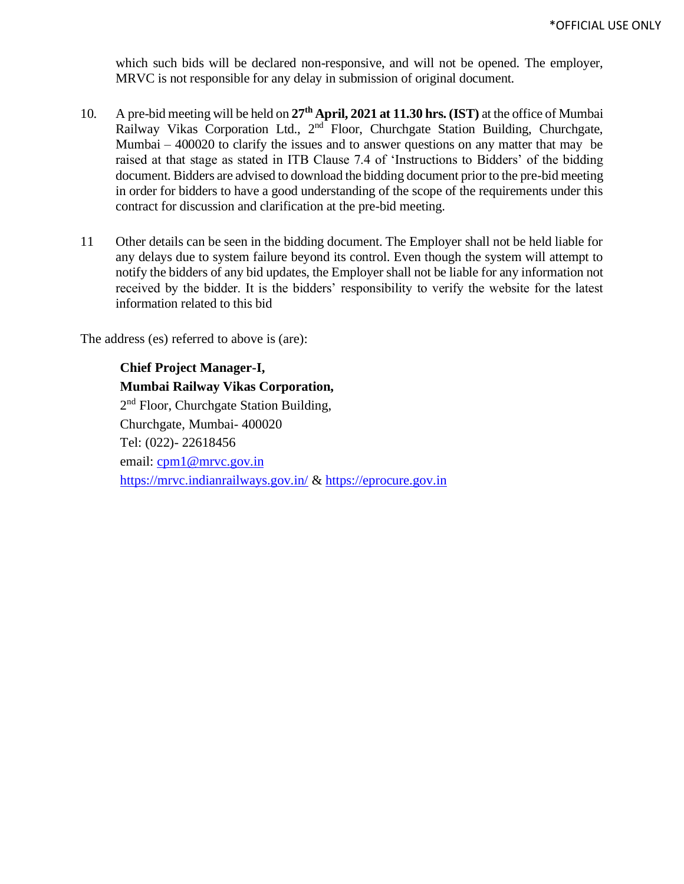which such bids will be declared non-responsive, and will not be opened. The employer, MRVC is not responsible for any delay in submission of original document.

10. A pre-bid meeting will be held on **27th April, 2021 at 11.30 hrs. (IST)** at the office of Mumbai Railway Vikas Corporation Ltd., 2nd Floor, Churchgate Station Building, Churchgate, Mumbai – 400020 to clarify the issues and to answer questions on any matter that may be raised at that stage as stated in ITB Clause 7.4 of 'Instructions to Bidders' of the bidding document. Bidders are advised to download the bidding document prior to the pre-bid meeting in order for bidders to have a good understanding of the scope of the requirements under this contract for discussion and clarification at the pre-bid meeting.

11 Other details can be seen in the bidding document. The Employer shall not be held liable for any delays due to system failure beyond its control. Even though the system will attempt to notify the bidders of any bid updates, the Employer shall not be liable for any information not received by the bidder. It is the bidders' responsibility to verify the website for the latest information related to this bid

The address (es) referred to above is (are):

**Chief Project Manager-I,**
**Mumbai Railway Vikas Corporation,**
2nd Floor, Churchgate Station Building,
Churchgate, Mumbai- 400020
Tel: (022)- 22618456
email: cpm1@mrvc.gov.in
https://mrvc.indianrailways.gov.in/ & https://eprocure.gov.in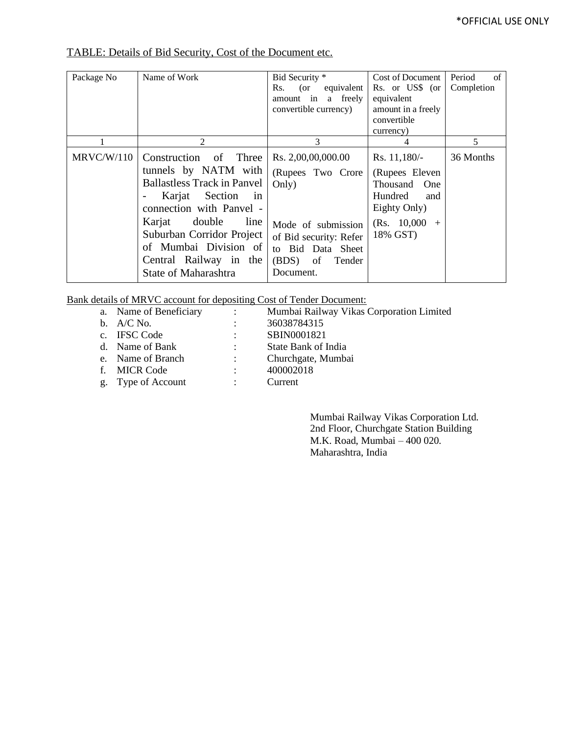*OFFICIAL USE ONLY

TABLE: Details of Bid Security, Cost of the Document etc.

| Package No | Name of Work | Bid Security * Rs. (or equivalent amount in a freely convertible currency) | Cost of Document Rs. or US$ (or equivalent amount in a freely convertible currency) | Period of Completion |
|---|---|---|---|---|
| 1 | 2 | 3 | 4 | 5 |
| MRVC/W/110 | Construction of Three tunnels by NATM with Ballastless Track in Panvel - Karjat Section in connection with Panvel - Karjat double line Suburban Corridor Project of Mumbai Division of Central Railway in the State of Maharashtra | Rs. 2,00,00,000.00 (Rupees Two Crore Only)<br><br>Mode of submission of Bid security: Refer to Bid Data Sheet (BDS) of Tender Document. | Rs. 11,180/- (Rupees Eleven Thousand One Hundred and Eighty Only)<br>(Rs. 10,000 + 18% GST) | 36 Months |

Bank details of MRVC account for depositing Cost of Tender Document:

a. Name of Beneficiary : Mumbai Railway Vikas Corporation Limited
b. A/C No. : 36038784315
c. IFSC Code : SBIN0001821
d. Name of Bank : State Bank of India
e. Name of Branch : Churchgate, Mumbai
f. MICR Code : 400002018
g. Type of Account : Current

Mumbai Railway Vikas Corporation Ltd.
2nd Floor, Churchgate Station Building
M.K. Road, Mumbai – 400 020.
Maharashtra, India